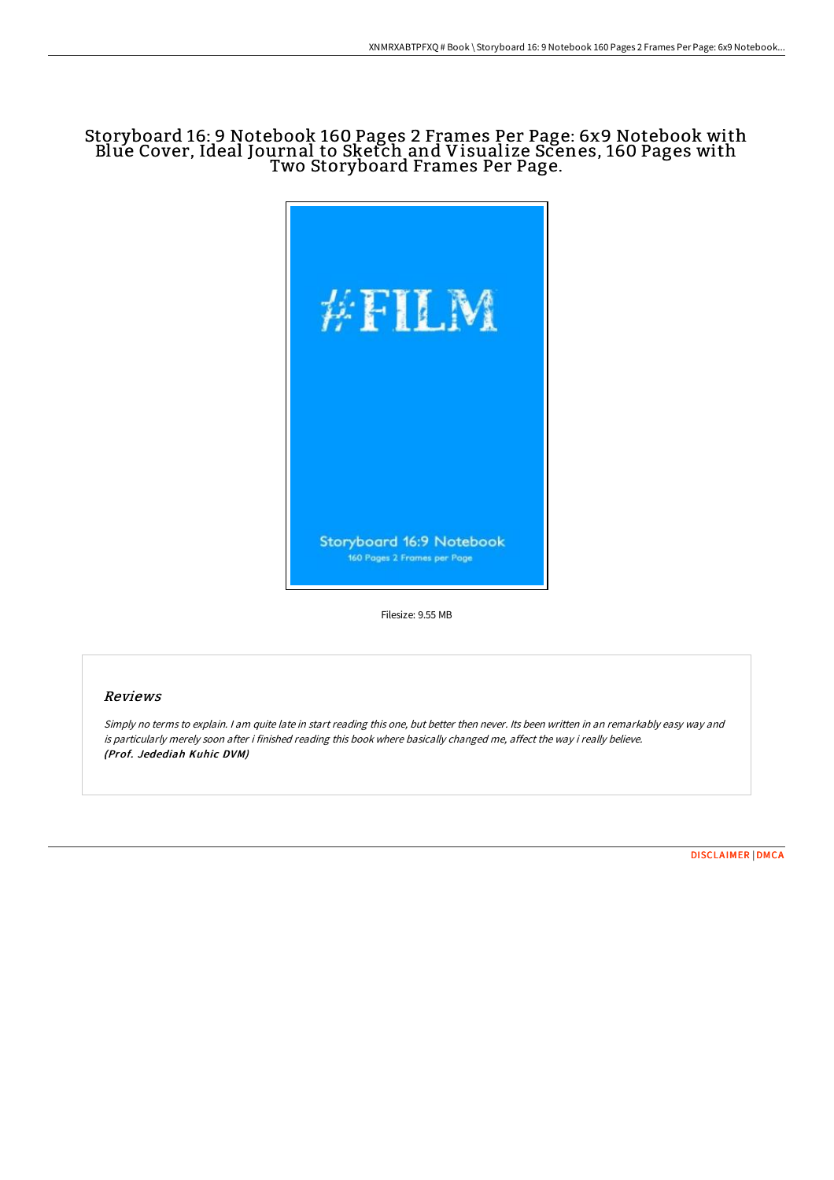# Storyboard 16: 9 Notebook 160 Pages 2 Frames Per Page: 6x9 Notebook with Blue Cover, Ideal Journal to Sketch and Visualize Scenes, 160 Pages with Two Storyboard Frames Per Page.

Filesize: 9.55 MB

## Reviews

*Simply no terms to explain. I am quite late in start reading this one, but better then never. Its been written in an remarkably easy way and is particularly merely soon after i finished reading this book where basically changed me, affect the way i really believe.*
***(Prof. Jedediah Kuhic DVM)***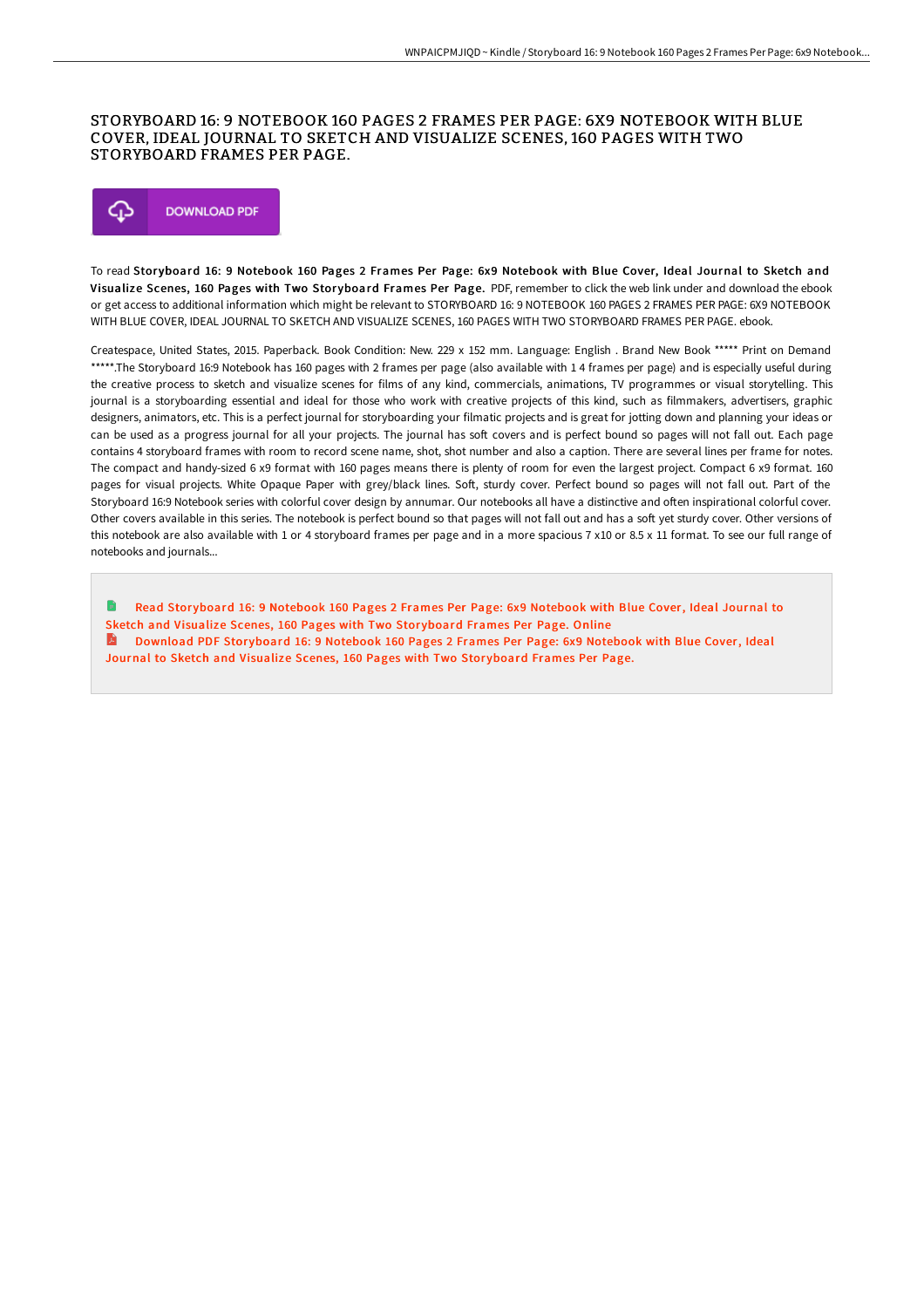# STORYBOARD 16: 9 NOTEBOOK 160 PAGES 2 FRAMES PER PAGE: 6X9 NOTEBOOK WITH BLUE COVER, IDEAL JOURNAL TO SKETCH AND VISUALIZE SCENES, 160 PAGES WITH TWO STORYBOARD FRAMES PER PAGE.

DOWNLOAD PDF

To read **Storyboard 16: 9 Notebook 160 Pages 2 Frames Per Page: 6x9 Notebook with Blue Cover, Ideal Journal to Sketch and Visualize Scenes, 160 Pages with Two Storyboard Frames Per Page.** PDF, remember to click the web link under and download the ebook or get access to additional information which might be relevant to STORYBOARD 16: 9 NOTEBOOK 160 PAGES 2 FRAMES PER PAGE: 6X9 NOTEBOOK WITH BLUE COVER, IDEAL JOURNAL TO SKETCH AND VISUALIZE SCENES, 160 PAGES WITH TWO STORYBOARD FRAMES PER PAGE. ebook.

Createspace, United States, 2015. Paperback. Book Condition: New. 229 x 152 mm. Language: English . Brand New Book ***** Print on Demand *****.The Storyboard 16:9 Notebook has 160 pages with 2 frames per page (also available with 1 4 frames per page) and is especially useful during the creative process to sketch and visualize scenes for films of any kind, commercials, animations, TV programmes or visual storytelling. This journal is a storyboarding essential and ideal for those who work with creative projects of this kind, such as filmmakers, advertisers, graphic designers, animators, etc. This is a perfect journal for storyboarding your filmatic projects and is great for jotting down and planning your ideas or can be used as a progress journal for all your projects. The journal has soft covers and is perfect bound so pages will not fall out. Each page contains 4 storyboard frames with room to record scene name, shot, shot number and also a caption. There are several lines per frame for notes. The compact and handy-sized 6 x9 format with 160 pages means there is plenty of room for even the largest project. Compact 6 x9 format. 160 pages for visual projects. White Opaque Paper with grey/black lines. Soft, sturdy cover. Perfect bound so pages will not fall out. Part of the Storyboard 16:9 Notebook series with colorful cover design by annumar. Our notebooks all have a distinctive and often inspirational colorful cover. Other covers available in this series. The notebook is perfect bound so that pages will not fall out and has a soft yet sturdy cover. Other versions of this notebook are also available with 1 or 4 storyboard frames per page and in a more spacious 7 x10 or 8.5 x 11 format. To see our full range of notebooks and journals...

Read Storyboard 16: 9 Notebook 160 Pages 2 Frames Per Page: 6x9 Notebook with Blue Cover, Ideal Journal to Sketch and Visualize Scenes, 160 Pages with Two Storyboard Frames Per Page. Online

Download PDF Storyboard 16: 9 Notebook 160 Pages 2 Frames Per Page: 6x9 Notebook with Blue Cover, Ideal Journal to Sketch and Visualize Scenes, 160 Pages with Two Storyboard Frames Per Page.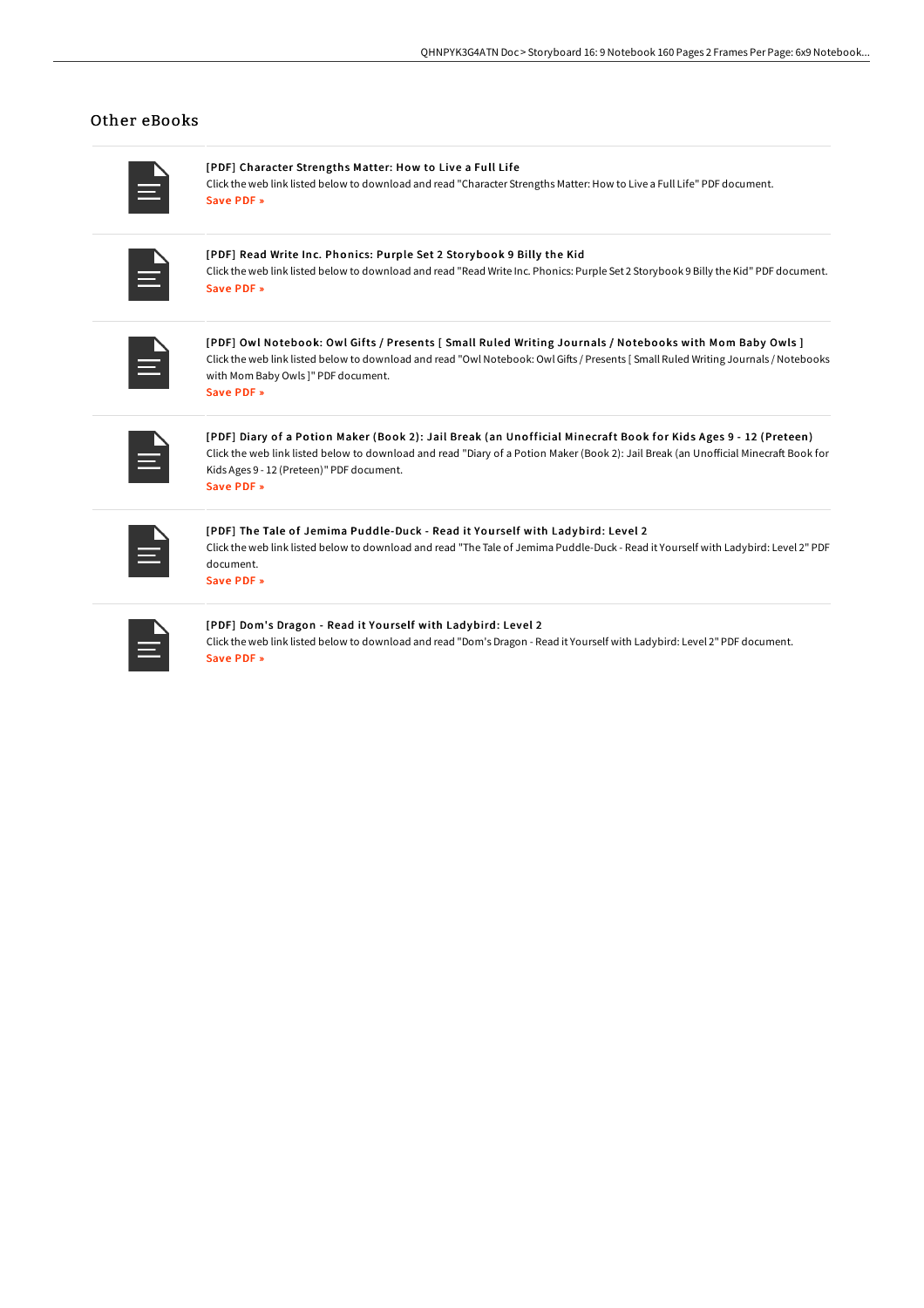## Other eBooks

[PDF] Character Strengths Matter: How to Live a Full Life

Click the web link listed below to download and read "Character Strengths Matter: How to Live a Full Life" PDF document.

Save PDF »

[PDF] Read Write Inc. Phonics: Purple Set 2 Storybook 9 Billy the Kid

Click the web link listed below to download and read "Read Write Inc. Phonics: Purple Set 2 Storybook 9 Billy the Kid" PDF document.

Save PDF »

[PDF] Owl Notebook: Owl Gifts / Presents [ Small Ruled Writing Journals / Notebooks with Mom Baby Owls ]

Click the web link listed below to download and read "Owl Notebook: Owl Gifts / Presents [ Small Ruled Writing Journals / Notebooks with Mom Baby Owls ]" PDF document.

Save PDF »

[PDF] Diary of a Potion Maker (Book 2): Jail Break (an Unofficial Minecraft Book for Kids Ages 9 - 12 (Preteen)

Click the web link listed below to download and read "Diary of a Potion Maker (Book 2): Jail Break (an Unofficial Minecraft Book for Kids Ages 9 - 12 (Preteen)" PDF document.

Save PDF »

[PDF] The Tale of Jemima Puddle-Duck - Read it Yourself with Ladybird: Level 2

Click the web link listed below to download and read "The Tale of Jemima Puddle-Duck - Read it Yourself with Ladybird: Level 2" PDF document.

Save PDF »

[PDF] Dom's Dragon - Read it Yourself with Ladybird: Level 2

Click the web link listed below to download and read "Dom's Dragon - Read it Yourself with Ladybird: Level 2" PDF document.

Save PDF »